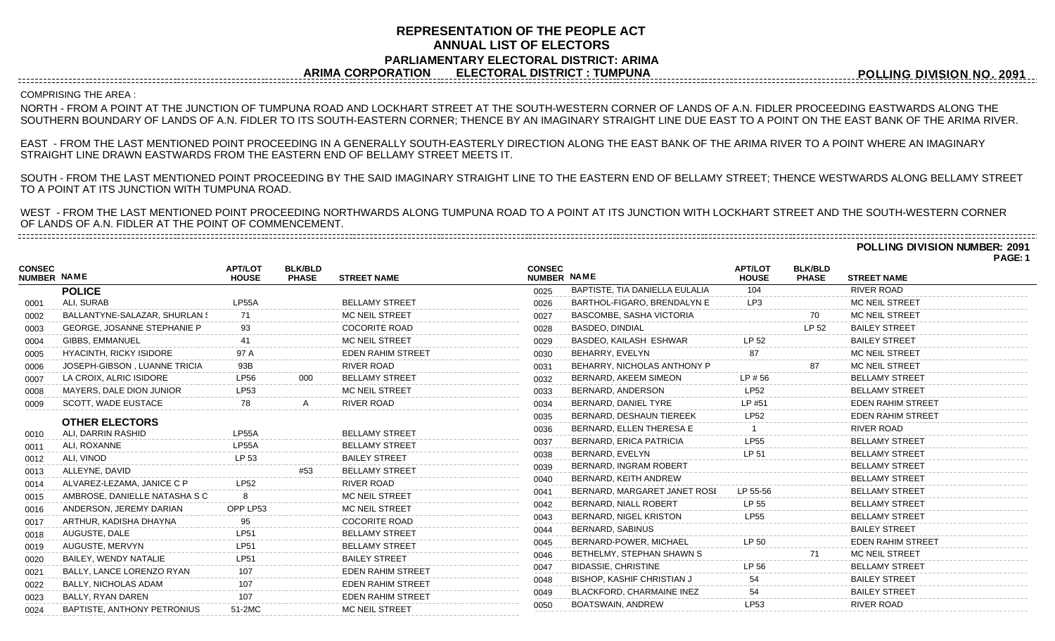# REPRESENTATION OF THE PEOPLE ACT
## ANNUAL LIST OF ELECTORS
### PARLIAMENTARY ELECTORAL DISTRICT: ARIMA
### ARIMA CORPORATION ELECTORAL DISTRICT : TUMPUNA

**POLLING DIVISION NO. 2091**

COMPRISING THE AREA :

NORTH - FROM A POINT AT THE JUNCTION OF TUMPUNA ROAD AND LOCKHART STREET AT THE SOUTH-WESTERN CORNER OF LANDS OF A.N. FIDLER PROCEEDING EASTWARDS ALONG THE SOUTHERN BOUNDARY OF LANDS OF A.N. FIDLER TO ITS SOUTH-EASTERN CORNER; THENCE BY AN IMAGINARY STRAIGHT LINE DUE EAST TO A POINT ON THE EAST BANK OF THE ARIMA RIVER.

EAST - FROM THE LAST MENTIONED POINT PROCEEDING IN A GENERALLY SOUTH-EASTERLY DIRECTION ALONG THE EAST BANK OF THE ARIMA RIVER TO A POINT WHERE AN IMAGINARY STRAIGHT LINE DRAWN EASTWARDS FROM THE EASTERN END OF BELLAMY STREET MEETS IT.

SOUTH - FROM THE LAST MENTIONED POINT PROCEEDING BY THE SAID IMAGINARY STRAIGHT LINE TO THE EASTERN END OF BELLAMY STREET; THENCE WESTWARDS ALONG BELLAMY STREET TO A POINT AT ITS JUNCTION WITH TUMPUNA ROAD.

WEST - FROM THE LAST MENTIONED POINT PROCEEDING NORTHWARDS ALONG TUMPUNA ROAD TO A POINT AT ITS JUNCTION WITH LOCKHART STREET AND THE SOUTH-WESTERN CORNER OF LANDS OF A.N. FIDLER AT THE POINT OF COMMENCEMENT.

**POLLING DIVISION NUMBER: 2091**

| CONSEC NUMBER | NAME | APT/LOT HOUSE | BLK/BLD PHASE | STREET NAME |
|---|---|---|---|---|
| | **POLICE** | | | |
| 0001 | ALI, SURAB | LP55A | | BELLAMY STREET |
| 0002 | BALLANTYNE-SALAZAR, SHURLAN S | 71 | | MC NEIL STREET |
| 0003 | GEORGE, JOSANNE STEPHANIE P | 93 | | COCORITE ROAD |
| 0004 | GIBBS, EMMANUEL | 41 | | MC NEIL STREET |
| 0005 | HYACINTH, RICKY ISIDORE | 97 A | | EDEN RAHIM STREET |
| 0006 | JOSEPH-GIBSON , LUANNE TRICIA | 93B | | RIVER ROAD |
| 0007 | LA CROIX, ALRIC ISIDORE | LP56 | 000 | BELLAMY STREET |
| 0008 | MAYERS, DALE DION JUNIOR | LP53 | | MC NEIL STREET |
| 0009 | SCOTT, WADE EUSTACE | 78 | A | RIVER ROAD |
| | **OTHER ELECTORS** | | | |
| 0010 | ALI, DARRIN RASHID | LP55A | | BELLAMY STREET |
| 0011 | ALI, ROXANNE | LP55A | | BELLAMY STREET |
| 0012 | ALI, VINOD | LP 53 | | BAILEY STREET |
| 0013 | ALLEYNE, DAVID | | #53 | BELLAMY STREET |
| 0014 | ALVAREZ-LEZAMA, JANICE C P | LP52 | | RIVER ROAD |
| 0015 | AMBROSE, DANIELLE NATASHA S C | 8 | | MC NEIL STREET |
| 0016 | ANDERSON, JEREMY DARIAN | OPP LP53 | | MC NEIL STREET |
| 0017 | ARTHUR, KADISHA DHAYNA | 95 | | COCORITE ROAD |
| 0018 | AUGUSTE, DALE | LP51 | | BELLAMY STREET |
| 0019 | AUGUSTE, MERVYN | LP51 | | BELLAMY STREET |
| 0020 | BAILEY, WENDY NATALIE | LP51 | | BAILEY STREET |
| 0021 | BALLY, LANCE LORENZO RYAN | 107 | | EDEN RAHIM STREET |
| 0022 | BALLY, NICHOLAS ADAM | 107 | | EDEN RAHIM STREET |
| 0023 | BALLY, RYAN DAREN | 107 | | EDEN RAHIM STREET |
| 0024 | BAPTISTE, ANTHONY PETRONIUS | 51-2MC | | MC NEIL STREET |
| 0025 | BAPTISTE, TIA DANIELLA EULALIA | 104 | | RIVER ROAD |
| 0026 | BARTHOL-FIGARO, BRENDALYN E | LP3 | | MC NEIL STREET |
| 0027 | BASCOMBE, SASHA VICTORIA | | 70 | MC NEIL STREET |
| 0028 | BASDEO, DINDIAL | | LP 52 | BAILEY STREET |
| 0029 | BASDEO, KAILASH ESHWAR | LP 52 | | BAILEY STREET |
| 0030 | BEHARRY, EVELYN | 87 | | MC NEIL STREET |
| 0031 | BEHARRY, NICHOLAS ANTHONY P | | 87 | MC NEIL STREET |
| 0032 | BERNARD, AKEEM SIMEON | LP # 56 | | BELLAMY STREET |
| 0033 | BERNARD, ANDERSON | LP52 | | BELLAMY STREET |
| 0034 | BERNARD, DANIEL TYRE | LP #51 | | EDEN RAHIM STREET |
| 0035 | BERNARD, DESHAUN TIEREEK | LP52 | | EDEN RAHIM STREET |
| 0036 | BERNARD, ELLEN THERESA E | 1 | | RIVER ROAD |
| 0037 | BERNARD, ERICA PATRICIA | LP55 | | BELLAMY STREET |
| 0038 | BERNARD, EVELYN | LP 51 | | BELLAMY STREET |
| 0039 | BERNARD, INGRAM ROBERT | | | BELLAMY STREET |
| 0040 | BERNARD, KEITH ANDREW | | | BELLAMY STREET |
| 0041 | BERNARD, MARGARET JANET ROSE | LP 55-56 | | BELLAMY STREET |
| 0042 | BERNARD, NIALL ROBERT | LP 55 | | BELLAMY STREET |
| 0043 | BERNARD, NIGEL KRISTON | LP55 | | BELLAMY STREET |
| 0044 | BERNARD, SABINUS | | | BAILEY STREET |
| 0045 | BERNARD-POWER, MICHAEL | LP 50 | | EDEN RAHIM STREET |
| 0046 | BETHELMY, STEPHAN SHAWN S | | 71 | MC NEIL STREET |
| 0047 | BIDASSIE, CHRISTINE | LP 56 | | BELLAMY STREET |
| 0048 | BISHOP, KASHIF CHRISTIAN J | 54 | | BAILEY STREET |
| 0049 | BLACKFORD, CHARMAINE INEZ | 54 | | BAILEY STREET |
| 0050 | BOATSWAIN, ANDREW | LP53 | | RIVER ROAD |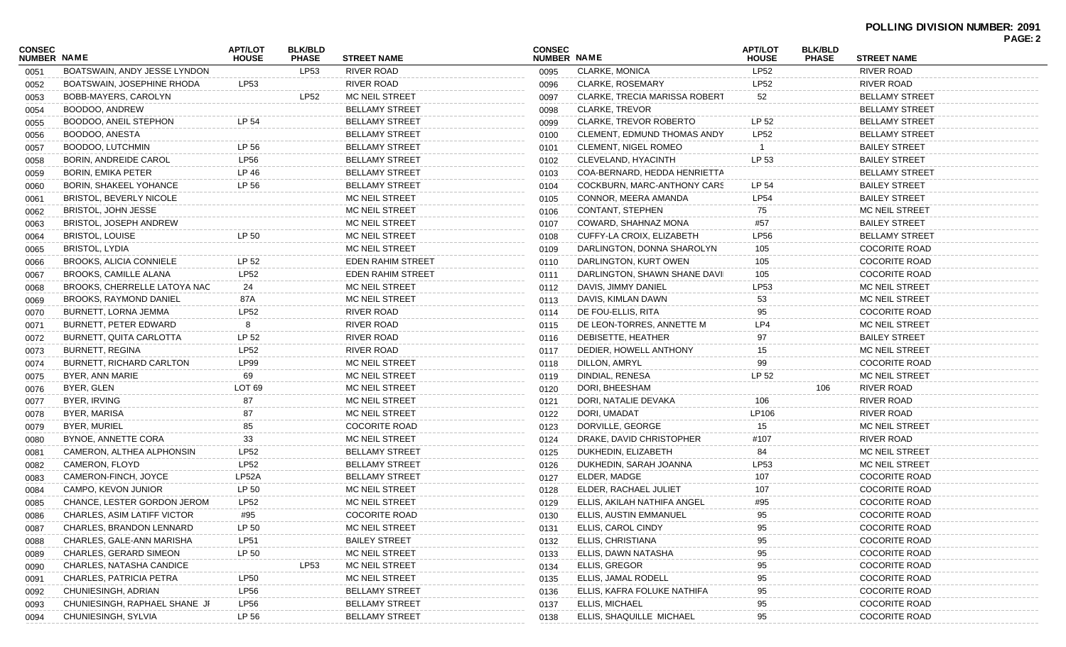**POLLING DIVISION NUMBER: 2091**

| CONSEC NUMBER | NAME | APT/LOT HOUSE | BLK/BLD PHASE | STREET NAME |
|---|---|---|---|---|
| 0051 | BOATSWAIN, ANDY JESSE LYNDON | | LP53 | RIVER ROAD |
| 0052 | BOATSWAIN, JOSEPHINE RHODA | LP53 | | RIVER ROAD |
| 0053 | BOBB-MAYERS, CAROLYN | | LP52 | MC NEIL STREET |
| 0054 | BOODOO, ANDREW | | | BELLAMY STREET |
| 0055 | BOODOO, ANEIL STEPHON | LP 54 | | BELLAMY STREET |
| 0056 | BOODOO, ANESTA | | | BELLAMY STREET |
| 0057 | BOODOO, LUTCHMIN | LP 56 | | BELLAMY STREET |
| 0058 | BORIN, ANDREIDE CAROL | LP56 | | BELLAMY STREET |
| 0059 | BORIN, EMIKA PETER | LP 46 | | BELLAMY STREET |
| 0060 | BORIN, SHAKEEL YOHANCE | LP 56 | | BELLAMY STREET |
| 0061 | BRISTOL, BEVERLY NICOLE | | | MC NEIL STREET |
| 0062 | BRISTOL, JOHN JESSE | | | MC NEIL STREET |
| 0063 | BRISTOL, JOSEPH ANDREW | | | MC NEIL STREET |
| 0064 | BRISTOL, LOUISE | LP 50 | | MC NEIL STREET |
| 0065 | BRISTOL, LYDIA | | | MC NEIL STREET |
| 0066 | BROOKS, ALICIA CONNIELE | LP 52 | | EDEN RAHIM STREET |
| 0067 | BROOKS, CAMILLE ALANA | LP52 | | EDEN RAHIM STREET |
| 0068 | BROOKS, CHERRELLE LATOYA NAC | 24 | | MC NEIL STREET |
| 0069 | BROOKS, RAYMOND DANIEL | 87A | | MC NEIL STREET |
| 0070 | BURNETT, LORNA JEMMA | LP52 | | RIVER ROAD |
| 0071 | BURNETT, PETER EDWARD | 8 | | RIVER ROAD |
| 0072 | BURNETT, QUITA CARLOTTA | LP 52 | | RIVER ROAD |
| 0073 | BURNETT, REGINA | LP52 | | RIVER ROAD |
| 0074 | BURNETT, RICHARD CARLTON | LP99 | | MC NEIL STREET |
| 0075 | BYER, ANN MARIE | 69 | | MC NEIL STREET |
| 0076 | BYER, GLEN | LOT 69 | | MC NEIL STREET |
| 0077 | BYER, IRVING | 87 | | MC NEIL STREET |
| 0078 | BYER, MARISA | 87 | | MC NEIL STREET |
| 0079 | BYER, MURIEL | 85 | | COCORITE ROAD |
| 0080 | BYNOE, ANNETTE CORA | 33 | | MC NEIL STREET |
| 0081 | CAMERON, ALTHEA ALPHONSIN | LP52 | | BELLAMY STREET |
| 0082 | CAMERON, FLOYD | LP52 | | BELLAMY STREET |
| 0083 | CAMERON-FINCH, JOYCE | LP52A | | BELLAMY STREET |
| 0084 | CAMPO, KEVON JUNIOR | LP 50 | | MC NEIL STREET |
| 0085 | CHANCE, LESTER GORDON JEROM | LP52 | | MC NEIL STREET |
| 0086 | CHARLES, ASIM LATIFF VICTOR | #95 | | COCORITE ROAD |
| 0087 | CHARLES, BRANDON LENNARD | LP 50 | | MC NEIL STREET |
| 0088 | CHARLES, GALE-ANN MARISHA | LP51 | | BAILEY STREET |
| 0089 | CHARLES, GERARD SIMEON | LP 50 | | MC NEIL STREET |
| 0090 | CHARLES, NATASHA CANDICE | | LP53 | MC NEIL STREET |
| 0091 | CHARLES, PATRICIA PETRA | LP50 | | MC NEIL STREET |
| 0092 | CHUNIESINGH, ADRIAN | LP56 | | BELLAMY STREET |
| 0093 | CHUNIESINGH, RAPHAEL SHANE JI | LP56 | | BELLAMY STREET |
| 0094 | CHUNIESINGH, SYLVIA | LP 56 | | BELLAMY STREET |
| 0095 | CLARKE, MONICA | LP52 | | RIVER ROAD |
| 0096 | CLARKE, ROSEMARY | LP52 | | RIVER ROAD |
| 0097 | CLARKE, TRECIA MARISSA ROBERT | 52 | | BELLAMY STREET |
| 0098 | CLARKE, TREVOR | | | BELLAMY STREET |
| 0099 | CLARKE, TREVOR ROBERTO | LP 52 | | BELLAMY STREET |
| 0100 | CLEMENT, EDMUND THOMAS ANDY | LP52 | | BELLAMY STREET |
| 0101 | CLEMENT, NIGEL ROMEO | 1 | | BAILEY STREET |
| 0102 | CLEVELAND, HYACINTH | LP 53 | | BAILEY STREET |
| 0103 | COA-BERNARD, HEDDA HENRIETTA | | | BELLAMY STREET |
| 0104 | COCKBURN, MARC-ANTHONY CARS | LP 54 | | BAILEY STREET |
| 0105 | CONNOR, MEERA AMANDA | LP54 | | BAILEY STREET |
| 0106 | CONTANT, STEPHEN | 75 | | MC NEIL STREET |
| 0107 | COWARD, SHAHNAZ MONA | #57 | | BAILEY STREET |
| 0108 | CUFFY-LA CROIX, ELIZABETH | LP56 | | BELLAMY STREET |
| 0109 | DARLINGTON, DONNA SHAROLYN | 105 | | COCORITE ROAD |
| 0110 | DARLINGTON, KURT OWEN | 105 | | COCORITE ROAD |
| 0111 | DARLINGTON, SHAWN SHANE DAVI | 105 | | COCORITE ROAD |
| 0112 | DAVIS, JIMMY DANIEL | LP53 | | MC NEIL STREET |
| 0113 | DAVIS, KIMLAN DAWN | 53 | | MC NEIL STREET |
| 0114 | DE FOU-ELLIS, RITA | 95 | | COCORITE ROAD |
| 0115 | DE LEON-TORRES, ANNETTE M | LP4 | | MC NEIL STREET |
| 0116 | DEBISETTE, HEATHER | 97 | | BAILEY STREET |
| 0117 | DEDIER, HOWELL ANTHONY | 15 | | MC NEIL STREET |
| 0118 | DILLON, AMRYL | 99 | | COCORITE ROAD |
| 0119 | DINDIAL, RENESA | LP 52 | | MC NEIL STREET |
| 0120 | DORI, BHEESHAM | | 106 | RIVER ROAD |
| 0121 | DORI, NATALIE DEVAKA | 106 | | RIVER ROAD |
| 0122 | DORI, UMADAT | LP106 | | RIVER ROAD |
| 0123 | DORVILLE, GEORGE | 15 | | MC NEIL STREET |
| 0124 | DRAKE, DAVID CHRISTOPHER | #107 | | RIVER ROAD |
| 0125 | DUKHEDIN, ELIZABETH | 84 | | MC NEIL STREET |
| 0126 | DUKHEDIN, SARAH JOANNA | LP53 | | MC NEIL STREET |
| 0127 | ELDER, MADGE | 107 | | COCORITE ROAD |
| 0128 | ELDER, RACHAEL JULIET | 107 | | COCORITE ROAD |
| 0129 | ELLIS, AKILAH NATHIFA ANGEL | #95 | | COCORITE ROAD |
| 0130 | ELLIS, AUSTIN EMMANUEL | 95 | | COCORITE ROAD |
| 0131 | ELLIS, CAROL CINDY | 95 | | COCORITE ROAD |
| 0132 | ELLIS, CHRISTIANA | 95 | | COCORITE ROAD |
| 0133 | ELLIS, DAWN NATASHA | 95 | | COCORITE ROAD |
| 0134 | ELLIS, GREGOR | 95 | | COCORITE ROAD |
| 0135 | ELLIS, JAMAL RODELL | 95 | | COCORITE ROAD |
| 0136 | ELLIS, KAFRA FOLUKE NATHIFA | 95 | | COCORITE ROAD |
| 0137 | ELLIS, MICHAEL | 95 | | COCORITE ROAD |
| 0138 | ELLIS, SHAQUILLE MICHAEL | 95 | | COCORITE ROAD |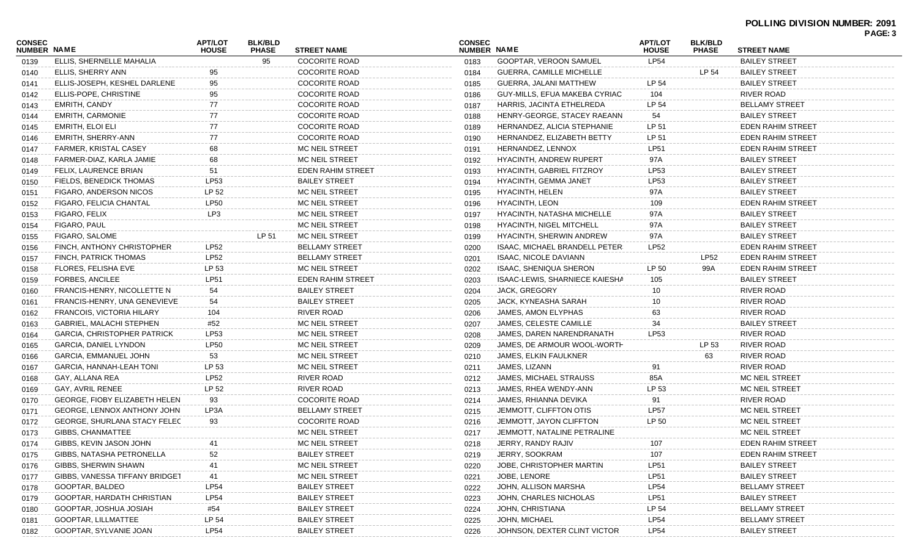**POLLING DIVISION NUMBER: 2091**

| CONSEC NUMBER | NAME | APT/LOT HOUSE | BLK/BLD PHASE | STREET NAME |
|---|---|---|---|---|
| 0139 | ELLIS, SHERNELLE MAHALIA | | 95 | COCORITE ROAD |
| 0140 | ELLIS, SHERRY ANN | 95 | | COCORITE ROAD |
| 0141 | ELLIS-JOSEPH, KESHEL DARLENE | 95 | | COCORITE ROAD |
| 0142 | ELLIS-POPE, CHRISTINE | 95 | | COCORITE ROAD |
| 0143 | EMRITH, CANDY | 77 | | COCORITE ROAD |
| 0144 | EMRITH, CARMONIE | 77 | | COCORITE ROAD |
| 0145 | EMRITH, ELOI ELI | 77 | | COCORITE ROAD |
| 0146 | EMRITH, SHERRY-ANN | 77 | | COCORITE ROAD |
| 0147 | FARMER, KRISTAL CASEY | 68 | | MC NEIL STREET |
| 0148 | FARMER-DIAZ, KARLA JAMIE | 68 | | MC NEIL STREET |
| 0149 | FELIX, LAURENCE BRIAN | 51 | | EDEN RAHIM STREET |
| 0150 | FIELDS, BENEDICK THOMAS | LP53 | | BAILEY STREET |
| 0151 | FIGARO, ANDERSON NICOS | LP 52 | | MC NEIL STREET |
| 0152 | FIGARO, FELICIA CHANTAL | LP50 | | MC NEIL STREET |
| 0153 | FIGARO, FELIX | LP3 | | MC NEIL STREET |
| 0154 | FIGARO, PAUL | | | MC NEIL STREET |
| 0155 | FIGARO, SALOME | | LP 51 | MC NEIL STREET |
| 0156 | FINCH, ANTHONY CHRISTOPHER | LP52 | | BELLAMY STREET |
| 0157 | FINCH, PATRICK THOMAS | LP52 | | BELLAMY STREET |
| 0158 | FLORES, FELISHA EVE | LP 53 | | MC NEIL STREET |
| 0159 | FORBES, ANCILEE | LP51 | | EDEN RAHIM STREET |
| 0160 | FRANCIS-HENRY, NICOLLETTE N | 54 | | BAILEY STREET |
| 0161 | FRANCIS-HENRY, UNA GENEVIEVE | 54 | | BAILEY STREET |
| 0162 | FRANCOIS, VICTORIA HILARY | 104 | | RIVER ROAD |
| 0163 | GABRIEL, MALACHI STEPHEN | #52 | | MC NEIL STREET |
| 0164 | GARCIA, CHRISTOPHER PATRICK | LP53 | | MC NEIL STREET |
| 0165 | GARCIA, DANIEL LYNDON | LP50 | | MC NEIL STREET |
| 0166 | GARCIA, EMMANUEL JOHN | 53 | | MC NEIL STREET |
| 0167 | GARCIA, HANNAH-LEAH TONI | LP 53 | | MC NEIL STREET |
| 0168 | GAY, ALLANA REA | LP52 | | RIVER ROAD |
| 0169 | GAY, AVRIL RENEE | LP 52 | | RIVER ROAD |
| 0170 | GEORGE, FIOBY ELIZABETH HELEN | 93 | | COCORITE ROAD |
| 0171 | GEORGE, LENNOX ANTHONY JOHN | LP3A | | BELLAMY STREET |
| 0172 | GEORGE, SHURLANA STACY FELEC | 93 | | COCORITE ROAD |
| 0173 | GIBBS, CHANMATTEE | | | MC NEIL STREET |
| 0174 | GIBBS, KEVIN JASON JOHN | 41 | | MC NEIL STREET |
| 0175 | GIBBS, NATASHA PETRONELLA | 52 | | BAILEY STREET |
| 0176 | GIBBS, SHERWIN SHAWN | 41 | | MC NEIL STREET |
| 0177 | GIBBS, VANESSA TIFFANY BRIDGET | 41 | | MC NEIL STREET |
| 0178 | GOOPTAR, BALDEO | LP54 | | BAILEY STREET |
| 0179 | GOOPTAR, HARDATH CHRISTIAN | LP54 | | BAILEY STREET |
| 0180 | GOOPTAR, JOSHUA JOSIAH | #54 | | BAILEY STREET |
| 0181 | GOOPTAR, LILLMATTEE | LP 54 | | BAILEY STREET |
| 0182 | GOOPTAR, SYLVANIE JOAN | LP54 | | BAILEY STREET |
| 0183 | GOOPTAR, VEROON SAMUEL | LP54 | | BAILEY STREET |
| 0184 | GUERRA, CAMILLE MICHELLE | | LP 54 | BAILEY STREET |
| 0185 | GUERRA, JALANI MATTHEW | LP 54 | | BAILEY STREET |
| 0186 | GUY-MILLS, EFUA MAKEBA CYRIAC | 104 | | RIVER ROAD |
| 0187 | HARRIS, JACINTA ETHELREDA | LP 54 | | BELLAMY STREET |
| 0188 | HENRY-GEORGE, STACEY RAEANN | 54 | | BAILEY STREET |
| 0189 | HERNANDEZ, ALICIA STEPHANIE | LP 51 | | EDEN RAHIM STREET |
| 0190 | HERNANDEZ, ELIZABETH BETTY | LP 51 | | EDEN RAHIM STREET |
| 0191 | HERNANDEZ, LENNOX | LP51 | | EDEN RAHIM STREET |
| 0192 | HYACINTH, ANDREW RUPERT | 97A | | BAILEY STREET |
| 0193 | HYACINTH, GABRIEL FITZROY | LP53 | | BAILEY STREET |
| 0194 | HYACINTH, GEMMA JANET | LP53 | | BAILEY STREET |
| 0195 | HYACINTH, HELEN | 97A | | BAILEY STREET |
| 0196 | HYACINTH, LEON | 109 | | EDEN RAHIM STREET |
| 0197 | HYACINTH, NATASHA MICHELLE | 97A | | BAILEY STREET |
| 0198 | HYACINTH, NIGEL MITCHELL | 97A | | BAILEY STREET |
| 0199 | HYACINTH, SHERWIN ANDREW | 97A | | BAILEY STREET |
| 0200 | ISAAC, MICHAEL BRANDELL PETER | LP52 | | EDEN RAHIM STREET |
| 0201 | ISAAC, NICOLE DAVIANN | | LP52 | EDEN RAHIM STREET |
| 0202 | ISAAC, SHENIQUA SHERON | LP 50 | 99A | EDEN RAHIM STREET |
| 0203 | ISAAC-LEWIS, SHARNIECE KAIESHA | 105 | | BAILEY STREET |
| 0204 | JACK, GREGORY | 10 | | RIVER ROAD |
| 0205 | JACK, KYNEASHA SARAH | 10 | | RIVER ROAD |
| 0206 | JAMES, AMON ELYPHAS | 63 | | RIVER ROAD |
| 0207 | JAMES, CELESTE CAMILLE | 34 | | BAILEY STREET |
| 0208 | JAMES, DAREN NARENDRANATH | LP53 | | RIVER ROAD |
| 0209 | JAMES, DE ARMOUR WOOL-WORTH | | LP 53 | RIVER ROAD |
| 0210 | JAMES, ELKIN FAULKNER | | 63 | RIVER ROAD |
| 0211 | JAMES, LIZANN | 91 | | RIVER ROAD |
| 0212 | JAMES, MICHAEL STRAUSS | 85A | | MC NEIL STREET |
| 0213 | JAMES, RHEA WENDY-ANN | LP 53 | | MC NEIL STREET |
| 0214 | JAMES, RHIANNA DEVIKA | 91 | | RIVER ROAD |
| 0215 | JEMMOTT, CLIFFTON OTIS | LP57 | | MC NEIL STREET |
| 0216 | JEMMOTT, JAYON CLIFFTON | LP 50 | | MC NEIL STREET |
| 0217 | JEMMOTT, NATALINE PETRALINE | | | MC NEIL STREET |
| 0218 | JERRY, RANDY RAJIV | 107 | | EDEN RAHIM STREET |
| 0219 | JERRY, SOOKRAM | 107 | | EDEN RAHIM STREET |
| 0220 | JOBE, CHRISTOPHER MARTIN | LP51 | | BAILEY STREET |
| 0221 | JOBE, LENORE | LP51 | | BAILEY STREET |
| 0222 | JOHN, ALLISON MARSHA | LP54 | | BELLAMY STREET |
| 0223 | JOHN, CHARLES NICHOLAS | LP51 | | BAILEY STREET |
| 0224 | JOHN, CHRISTIANA | LP 54 | | BELLAMY STREET |
| 0225 | JOHN, MICHAEL | LP54 | | BELLAMY STREET |
| 0226 | JOHNSON, DEXTER CLINT VICTOR | LP54 | | BAILEY STREET |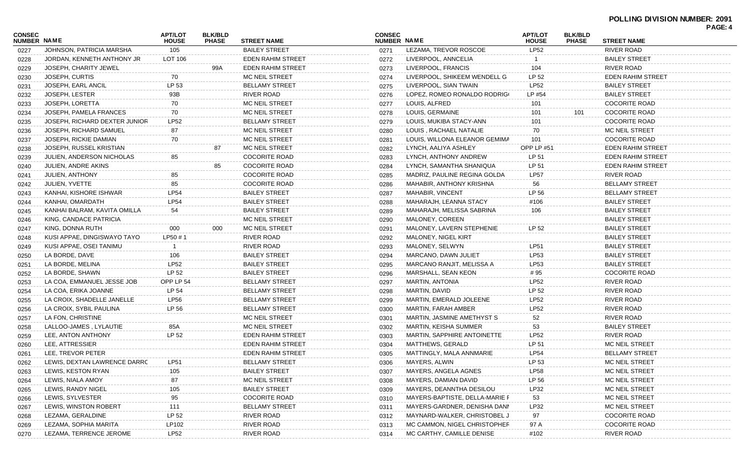**POLLING DIVISION NUMBER: 2091**

| CONSEC NUMBER | NAME | APT/LOT HOUSE | BLK/BLD PHASE | STREET NAME |
|---|---|---|---|---|
| 0227 | JOHNSON, PATRICIA MARSHA | 105 | | BAILEY STREET |
| 0228 | JORDAN, KENNETH ANTHONY JR | LOT 106 | | EDEN RAHIM STREET |
| 0229 | JOSEPH, CHARITY JEWEL | | 99A | EDEN RAHIM STREET |
| 0230 | JOSEPH, CURTIS | 70 | | MC NEIL STREET |
| 0231 | JOSEPH, EARL ANCIL | LP 53 | | BELLAMY STREET |
| 0232 | JOSEPH, LESTER | 93B | | RIVER ROAD |
| 0233 | JOSEPH, LORETTA | 70 | | MC NEIL STREET |
| 0234 | JOSEPH, PAMELA FRANCES | 70 | | MC NEIL STREET |
| 0235 | JOSEPH, RICHARD DEXTER JUNIOR | LP52 | | BELLAMY STREET |
| 0236 | JOSEPH, RICHARD SAMUEL | 87 | | MC NEIL STREET |
| 0237 | JOSEPH, RICKIE DAMIAN | 70 | | MC NEIL STREET |
| 0238 | JOSEPH, RUSSEL KRISTIAN | | 87 | MC NEIL STREET |
| 0239 | JULIEN, ANDERSON NICHOLAS | 85 | | COCORITE ROAD |
| 0240 | JULIEN, ANDRE AKINS | | 85 | COCORITE ROAD |
| 0241 | JULIEN, ANTHONY | 85 | | COCORITE ROAD |
| 0242 | JULIEN, YVETTE | 85 | | COCORITE ROAD |
| 0243 | KANHAI, KISHORE ISHWAR | LP54 | | BAILEY STREET |
| 0244 | KANHAI, OMARDATH | LP54 | | BAILEY STREET |
| 0245 | KANHAI BALRAM, KAVITA OMILLA | 54 | | BAILEY STREET |
| 0246 | KING, CANDACE PATRICIA | | | MC NEIL STREET |
| 0247 | KING, DONNA RUTH | 000 | 000 | MC NEIL STREET |
| 0248 | KUSI APPAE, DINGISWAYO TAYO | LP50 # 1 | | RIVER ROAD |
| 0249 | KUSI APPAE, OSEI TANIMU | 1 | | RIVER ROAD |
| 0250 | LA BORDE, DAVE | 106 | | BAILEY STREET |
| 0251 | LA BORDE, MELINA | LP52 | | BAILEY STREET |
| 0252 | LA BORDE, SHAWN | LP 52 | | BAILEY STREET |
| 0253 | LA COA, EMMANUEL JESSE JOB | OPP LP 54 | | BELLAMY STREET |
| 0254 | LA COA, ERIKA JOANNE | LP 54 | | BELLAMY STREET |
| 0255 | LA CROIX, SHADELLE JANELLE | LP56 | | BELLAMY STREET |
| 0256 | LA CROIX, SYBIL PAULINA | LP 56 | | BELLAMY STREET |
| 0257 | LA FON, CHRISTINE | | | MC NEIL STREET |
| 0258 | LALLOO-JAMES , LYLAUTIE | 85A | | MC NEIL STREET |
| 0259 | LEE, ANTON ANTHONY | LP 52 | | EDEN RAHIM STREET |
| 0260 | LEE, ATTRESSIER | | | EDEN RAHIM STREET |
| 0261 | LEE, TREVOR PETER | | | EDEN RAHIM STREET |
| 0262 | LEWIS, DEXTAN LAWRENCE DARRC | LP51 | | BELLAMY STREET |
| 0263 | LEWIS, KESTON RYAN | 105 | | BAILEY STREET |
| 0264 | LEWIS, NIALA AMOY | 87 | | MC NEIL STREET |
| 0265 | LEWIS, RANDY NIGEL | 105 | | BAILEY STREET |
| 0266 | LEWIS, SYLVESTER | 95 | | COCORITE ROAD |
| 0267 | LEWIS, WINSTON ROBERT | 111 | | BELLAMY STREET |
| 0268 | LEZAMA, GERALDINE | LP 52 | | RIVER ROAD |
| 0269 | LEZAMA, SOPHIA MARITA | LP102 | | RIVER ROAD |
| 0270 | LEZAMA, TERRENCE JEROME | LP52 | | RIVER ROAD |
| 0271 | LEZAMA, TREVOR ROSCOE | LP52 | | RIVER ROAD |
| 0272 | LIVERPOOL, ANNCELIA | 1 | | BAILEY STREET |
| 0273 | LIVERPOOL, FRANCIS | 104 | | RIVER ROAD |
| 0274 | LIVERPOOL, SHIKEEM WENDELL G | LP 52 | | EDEN RAHIM STREET |
| 0275 | LIVERPOOL, SIAN TWAIN | LP52 | | BAILEY STREET |
| 0276 | LOPEZ, ROMEO RONALDO RODRIG | LP #54 | | BAILEY STREET |
| 0277 | LOUIS, ALFRED | 101 | | COCORITE ROAD |
| 0278 | LOUIS, GERMAINE | 101 | 101 | COCORITE ROAD |
| 0279 | LOUIS, MUKIBA STACY-ANN | 101 | | COCORITE ROAD |
| 0280 | LOUIS , RACHAEL NATALIE | 70 | | MC NEIL STREET |
| 0281 | LOUIS, WILLONA ELEANOR GEMIMA | 101 | | COCORITE ROAD |
| 0282 | LYNCH, AALIYA ASHLEY | OPP LP #51 | | EDEN RAHIM STREET |
| 0283 | LYNCH, ANTHONY ANDREW | LP 51 | | EDEN RAHIM STREET |
| 0284 | LYNCH, SAMANTHA SHANIQUA | LP 51 | | EDEN RAHIM STREET |
| 0285 | MADRIZ, PAULINE REGINA GOLDA | LP57 | | RIVER ROAD |
| 0286 | MAHABIR, ANTHONY KRISHNA | 56 | | BELLAMY STREET |
| 0287 | MAHABIR, VINCENT | LP 56 | | BELLAMY STREET |
| 0288 | MAHARAJH, LEANNA STACY | #106 | | BAILEY STREET |
| 0289 | MAHARAJH, MELISSA SABRINA | 106 | | BAILEY STREET |
| 0290 | MALONEY, COREEN | | | BAILEY STREET |
| 0291 | MALONEY, LAVERN STEPHENIE | LP 52 | | BAILEY STREET |
| 0292 | MALONEY, NIGEL KIRT | | | BAILEY STREET |
| 0293 | MALONEY, SELWYN | LP51 | | BAILEY STREET |
| 0294 | MARCANO, DAWN JULIET | LP53 | | BAILEY STREET |
| 0295 | MARCANO RANJIT, MELISSA A | LP53 | | BAILEY STREET |
| 0296 | MARSHALL, SEAN KEON | # 95 | | COCORITE ROAD |
| 0297 | MARTIN, ANTONIA | LP52 | | RIVER ROAD |
| 0298 | MARTIN, DAVID | LP 52 | | RIVER ROAD |
| 0299 | MARTIN, EMERALD JOLEENE | LP52 | | RIVER ROAD |
| 0300 | MARTIN, FARAH AMBER | LP52 | | RIVER ROAD |
| 0301 | MARTIN, JASMINE AMETHYST S | 52 | | RIVER ROAD |
| 0302 | MARTIN, KEISHA SUMMER | 53 | | BAILEY STREET |
| 0303 | MARTIN, SAPPHIRE ANTOINETTE | LP52 | | RIVER ROAD |
| 0304 | MATTHEWS, GERALD | LP 51 | | MC NEIL STREET |
| 0305 | MATTINGLY, MALA ANNMARIE | LP54 | | BELLAMY STREET |
| 0306 | MAYERS, ALWIN | LP 53 | | MC NEIL STREET |
| 0307 | MAYERS, ANGELA AGNES | LP58 | | MC NEIL STREET |
| 0308 | MAYERS, DAMIAN DAVID | LP 56 | | MC NEIL STREET |
| 0309 | MAYERS, DEANNTHA DESILOU | LP32 | | MC NEIL STREET |
| 0310 | MAYERS-BAPTISTE, DELLA-MARIE F | 53 | | MC NEIL STREET |
| 0311 | MAYERS-GARDNER, DENISHA DANI | LP32 | | MC NEIL STREET |
| 0312 | MAYNARD-WALKER, CHRISTOBEL J | 97 | | COCORITE ROAD |
| 0313 | MC CAMMON, NIGEL CHRISTOPHEF | 97 A | | COCORITE ROAD |
| 0314 | MC CARTHY, CAMILLE DENISE | #102 | | RIVER ROAD |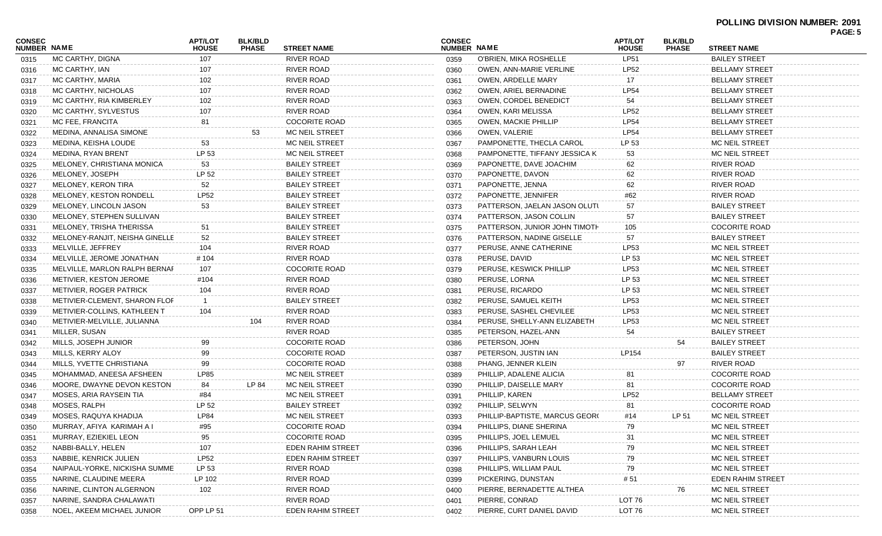# POLLING DIVISION NUMBER: 2091

| CONSEC NUMBER | NAME | APT/LOT HOUSE | BLK/BLD PHASE | STREET NAME |
|---|---|---|---|---|
| 0315 | MC CARTHY, DIGNA | 107 | | RIVER ROAD |
| 0316 | MC CARTHY, IAN | 107 | | RIVER ROAD |
| 0317 | MC CARTHY, MARIA | 102 | | RIVER ROAD |
| 0318 | MC CARTHY, NICHOLAS | 107 | | RIVER ROAD |
| 0319 | MC CARTHY, RIA KIMBERLEY | 102 | | RIVER ROAD |
| 0320 | MC CARTHY, SYLVESTUS | 107 | | RIVER ROAD |
| 0321 | MC FEE, FRANCITA | 81 | | COCORITE ROAD |
| 0322 | MEDINA, ANNALISA SIMONE | | 53 | MC NEIL STREET |
| 0323 | MEDINA, KEISHA LOUDE | 53 | | MC NEIL STREET |
| 0324 | MEDINA, RYAN BRENT | LP 53 | | MC NEIL STREET |
| 0325 | MELONEY, CHRISTIANA MONICA | 53 | | BAILEY STREET |
| 0326 | MELONEY, JOSEPH | LP 52 | | BAILEY STREET |
| 0327 | MELONEY, KERON TIRA | 52 | | BAILEY STREET |
| 0328 | MELONEY, KESTON RONDELL | LP52 | | BAILEY STREET |
| 0329 | MELONEY, LINCOLN JASON | 53 | | BAILEY STREET |
| 0330 | MELONEY, STEPHEN SULLIVAN | | | BAILEY STREET |
| 0331 | MELONEY, TRISHA THERISSA | 51 | | BAILEY STREET |
| 0332 | MELONEY-RANJIT, NEISHA GINELLE | 52 | | BAILEY STREET |
| 0333 | MELVILLE, JEFFREY | 104 | | RIVER ROAD |
| 0334 | MELVILLE, JEROME JONATHAN | # 104 | | RIVER ROAD |
| 0335 | MELVILLE, MARLON RALPH BERNAI | 107 | | COCORITE ROAD |
| 0336 | METIVIER, KESTON JEROME | #104 | | RIVER ROAD |
| 0337 | METIVIER, ROGER PATRICK | 104 | | RIVER ROAD |
| 0338 | METIVIER-CLEMENT, SHARON FLOI | 1 | | BAILEY STREET |
| 0339 | METIVIER-COLLINS, KATHLEEN T | 104 | | RIVER ROAD |
| 0340 | METIVIER-MELVILLE, JULIANNA | | 104 | RIVER ROAD |
| 0341 | MILLER, SUSAN | | | RIVER ROAD |
| 0342 | MILLS, JOSEPH JUNIOR | 99 | | COCORITE ROAD |
| 0343 | MILLS, KERRY ALOY | 99 | | COCORITE ROAD |
| 0344 | MILLS, YVETTE CHRISTIANA | 99 | | COCORITE ROAD |
| 0345 | MOHAMMAD, ANEESA AFSHEEN | LP85 | | MC NEIL STREET |
| 0346 | MOORE, DWAYNE DEVON KESTON | 84 | LP 84 | MC NEIL STREET |
| 0347 | MOSES, ARIA RAYSEIN TIA | #84 | | MC NEIL STREET |
| 0348 | MOSES, RALPH | LP 52 | | BAILEY STREET |
| 0349 | MOSES, RAQUYA KHADIJA | LP84 | | MC NEIL STREET |
| 0350 | MURRAY, AFIYA KARIMAH A I | #95 | | COCORITE ROAD |
| 0351 | MURRAY, EZIEKIEL LEON | 95 | | COCORITE ROAD |
| 0352 | NABBI-BALLY, HELEN | 107 | | EDEN RAHIM STREET |
| 0353 | NABBIE, KENRICK JULIEN | LP52 | | EDEN RAHIM STREET |
| 0354 | NAIPAUL-YORKE, NICKISHA SUMME | LP 53 | | RIVER ROAD |
| 0355 | NARINE, CLAUDINE MEERA | LP 102 | | RIVER ROAD |
| 0356 | NARINE, CLINTON ALGERNON | 102 | | RIVER ROAD |
| 0357 | NARINE, SANDRA CHALAWATI | | | RIVER ROAD |
| 0358 | NOEL, AKEEM MICHAEL JUNIOR | OPP LP 51 | | EDEN RAHIM STREET |
| 0359 | O'BRIEN, MIKA ROSHELLE | LP51 | | BAILEY STREET |
| 0360 | OWEN, ANN-MARIE VERLINE | LP52 | | BELLAMY STREET |
| 0361 | OWEN, ARDELLE MARY | 17 | | BELLAMY STREET |
| 0362 | OWEN, ARIEL BERNADINE | LP54 | | BELLAMY STREET |
| 0363 | OWEN, CORDEL BENEDICT | 54 | | BELLAMY STREET |
| 0364 | OWEN, KARI MELISSA | LP52 | | BELLAMY STREET |
| 0365 | OWEN, MACKIE PHILLIP | LP54 | | BELLAMY STREET |
| 0366 | OWEN, VALERIE | LP54 | | BELLAMY STREET |
| 0367 | PAMPONETTE, THECLA CAROL | LP 53 | | MC NEIL STREET |
| 0368 | PAMPONETTE, TIFFANY JESSICA K | 53 | | MC NEIL STREET |
| 0369 | PAPONETTE, DAVE JOACHIM | 62 | | RIVER ROAD |
| 0370 | PAPONETTE, DAVON | 62 | | RIVER ROAD |
| 0371 | PAPONETTE, JENNA | 62 | | RIVER ROAD |
| 0372 | PAPONETTE, JENNIFER | #62 | | RIVER ROAD |
| 0373 | PATTERSON, JAELAN JASON OLUTI | 57 | | BAILEY STREET |
| 0374 | PATTERSON, JASON COLLIN | 57 | | BAILEY STREET |
| 0375 | PATTERSON, JUNIOR JOHN TIMOTH | 105 | | COCORITE ROAD |
| 0376 | PATTERSON, NADINE GISELLE | 57 | | BAILEY STREET |
| 0377 | PERUSE, ANNE CATHERINE | LP53 | | MC NEIL STREET |
| 0378 | PERUSE, DAVID | LP 53 | | MC NEIL STREET |
| 0379 | PERUSE, KESWICK PHILLIP | LP53 | | MC NEIL STREET |
| 0380 | PERUSE, LORNA | LP 53 | | MC NEIL STREET |
| 0381 | PERUSE, RICARDO | LP 53 | | MC NEIL STREET |
| 0382 | PERUSE, SAMUEL KEITH | LP53 | | MC NEIL STREET |
| 0383 | PERUSE, SASHEL CHEVILEE | LP53 | | MC NEIL STREET |
| 0384 | PERUSE, SHELLY-ANN ELIZABETH | LP53 | | MC NEIL STREET |
| 0385 | PETERSON, HAZEL-ANN | 54 | | BAILEY STREET |
| 0386 | PETERSON, JOHN | | 54 | BAILEY STREET |
| 0387 | PETERSON, JUSTIN IAN | LP154 | | BAILEY STREET |
| 0388 | PHANG, JENNER KLEIN | | 97 | RIVER ROAD |
| 0389 | PHILLIP, ADALENE ALICIA | 81 | | COCORITE ROAD |
| 0390 | PHILLIP, DAISELLE MARY | 81 | | COCORITE ROAD |
| 0391 | PHILLIP, KAREN | LP52 | | BELLAMY STREET |
| 0392 | PHILLIP, SELWYN | 81 | | COCORITE ROAD |
| 0393 | PHILLIP-BAPTISTE, MARCUS GEORG | #14 | LP 51 | MC NEIL STREET |
| 0394 | PHILLIPS, DIANE SHERINA | 79 | | MC NEIL STREET |
| 0395 | PHILLIPS, JOEL LEMUEL | 31 | | MC NEIL STREET |
| 0396 | PHILLIPS, SARAH LEAH | 79 | | MC NEIL STREET |
| 0397 | PHILLIPS, VANBURN LOUIS | 79 | | MC NEIL STREET |
| 0398 | PHILLIPS, WILLIAM PAUL | 79 | | MC NEIL STREET |
| 0399 | PICKERING, DUNSTAN | # 51 | | EDEN RAHIM STREET |
| 0400 | PIERRE, BERNADETTE ALTHEA | | 76 | MC NEIL STREET |
| 0401 | PIERRE, CONRAD | LOT 76 | | MC NEIL STREET |
| 0402 | PIERRE, CURT DANIEL DAVID | LOT 76 | | MC NEIL STREET |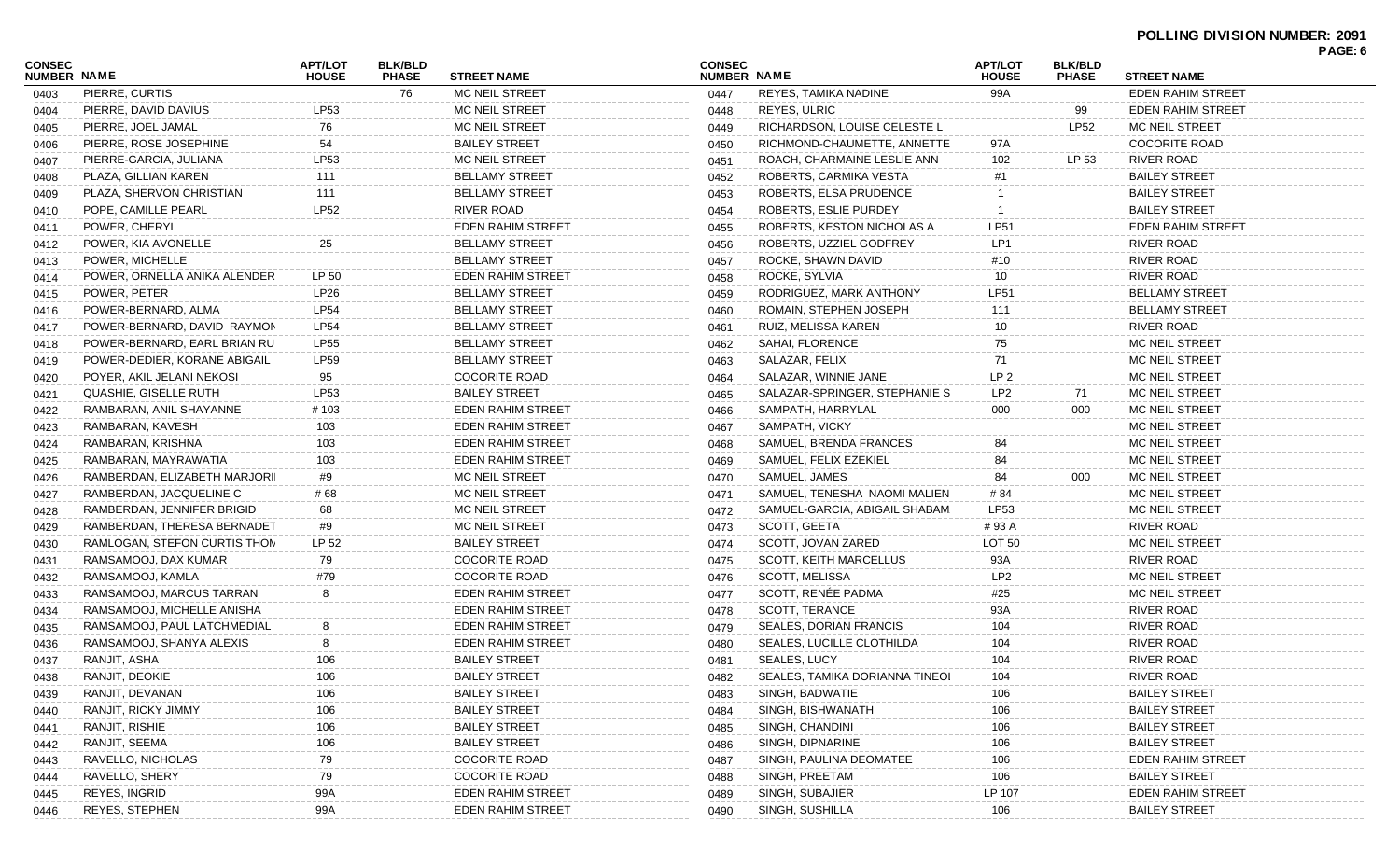# POLLING DIVISION NUMBER: 2091

| CONSEC NUMBER | NAME | APT/LOT HOUSE | BLK/BLD PHASE | STREET NAME |
|---|---|---|---|---|
| 0403 | PIERRE, CURTIS | | 76 | MC NEIL STREET |
| 0404 | PIERRE, DAVID DAVIUS | LP53 | | MC NEIL STREET |
| 0405 | PIERRE, JOEL JAMAL | 76 | | MC NEIL STREET |
| 0406 | PIERRE, ROSE JOSEPHINE | 54 | | BAILEY STREET |
| 0407 | PIERRE-GARCIA, JULIANA | LP53 | | MC NEIL STREET |
| 0408 | PLAZA, GILLIAN KAREN | 111 | | BELLAMY STREET |
| 0409 | PLAZA, SHERVON CHRISTIAN | 111 | | BELLAMY STREET |
| 0410 | POPE, CAMILLE PEARL | LP52 | | RIVER ROAD |
| 0411 | POWER, CHERYL | | | EDEN RAHIM STREET |
| 0412 | POWER, KIA AVONELLE | 25 | | BELLAMY STREET |
| 0413 | POWER, MICHELLE | | | BELLAMY STREET |
| 0414 | POWER, ORNELLA ANIKA ALENDER | LP 50 | | EDEN RAHIM STREET |
| 0415 | POWER, PETER | LP26 | | BELLAMY STREET |
| 0416 | POWER-BERNARD, ALMA | LP54 | | BELLAMY STREET |
| 0417 | POWER-BERNARD, DAVID RAYMON | LP54 | | BELLAMY STREET |
| 0418 | POWER-BERNARD, EARL BRIAN RU | LP55 | | BELLAMY STREET |
| 0419 | POWER-DEDIER, KORANE ABIGAIL | LP59 | | BELLAMY STREET |
| 0420 | POYER, AKIL JELANI NEKOSI | 95 | | COCORITE ROAD |
| 0421 | QUASHIE, GISELLE RUTH | LP53 | | BAILEY STREET |
| 0422 | RAMBARAN, ANIL SHAYANNE | # 103 | | EDEN RAHIM STREET |
| 0423 | RAMBARAN, KAVESH | 103 | | EDEN RAHIM STREET |
| 0424 | RAMBARAN, KRISHNA | 103 | | EDEN RAHIM STREET |
| 0425 | RAMBARAN, MAYRAWATIA | 103 | | EDEN RAHIM STREET |
| 0426 | RAMBERDAN, ELIZABETH MARJORI | #9 | | MC NEIL STREET |
| 0427 | RAMBERDAN, JACQUELINE C | # 68 | | MC NEIL STREET |
| 0428 | RAMBERDAN, JENNIFER BRIGID | 68 | | MC NEIL STREET |
| 0429 | RAMBERDAN, THERESA BERNADET | #9 | | MC NEIL STREET |
| 0430 | RAMLOGAN, STEFON CURTIS THON | LP 52 | | BAILEY STREET |
| 0431 | RAMSAMOOJ, DAX KUMAR | 79 | | COCORITE ROAD |
| 0432 | RAMSAMOOJ, KAMLA | #79 | | COCORITE ROAD |
| 0433 | RAMSAMOOJ, MARCUS TARRAN | 8 | | EDEN RAHIM STREET |
| 0434 | RAMSAMOOJ, MICHELLE ANISHA | | | EDEN RAHIM STREET |
| 0435 | RAMSAMOOJ, PAUL LATCHMEDIAL | 8 | | EDEN RAHIM STREET |
| 0436 | RAMSAMOOJ, SHANYA ALEXIS | 8 | | EDEN RAHIM STREET |
| 0437 | RANJIT, ASHA | 106 | | BAILEY STREET |
| 0438 | RANJIT, DEOKIE | 106 | | BAILEY STREET |
| 0439 | RANJIT, DEVANAN | 106 | | BAILEY STREET |
| 0440 | RANJIT, RICKY JIMMY | 106 | | BAILEY STREET |
| 0441 | RANJIT, RISHIE | 106 | | BAILEY STREET |
| 0442 | RANJIT, SEEMA | 106 | | BAILEY STREET |
| 0443 | RAVELLO, NICHOLAS | 79 | | COCORITE ROAD |
| 0444 | RAVELLO, SHERY | 79 | | COCORITE ROAD |
| 0445 | REYES, INGRID | 99A | | EDEN RAHIM STREET |
| 0446 | REYES, STEPHEN | 99A | | EDEN RAHIM STREET |
| 0447 | REYES, TAMIKA NADINE | 99A | | EDEN RAHIM STREET |
| 0448 | REYES, ULRIC | | 99 | EDEN RAHIM STREET |
| 0449 | RICHARDSON, LOUISE CELESTE L | | LP52 | MC NEIL STREET |
| 0450 | RICHMOND-CHAUMETTE, ANNETTE | 97A | | COCORITE ROAD |
| 0451 | ROACH, CHARMAINE LESLIE ANN | 102 | LP 53 | RIVER ROAD |
| 0452 | ROBERTS, CARMIKA VESTA | #1 | | BAILEY STREET |
| 0453 | ROBERTS, ELSA PRUDENCE | 1 | | BAILEY STREET |
| 0454 | ROBERTS, ESLIE PURDEY | 1 | | BAILEY STREET |
| 0455 | ROBERTS, KESTON NICHOLAS A | LP51 | | EDEN RAHIM STREET |
| 0456 | ROBERTS, UZZIEL GODFREY | LP1 | | RIVER ROAD |
| 0457 | ROCKE, SHAWN DAVID | #10 | | RIVER ROAD |
| 0458 | ROCKE, SYLVIA | 10 | | RIVER ROAD |
| 0459 | RODRIGUEZ, MARK ANTHONY | LP51 | | BELLAMY STREET |
| 0460 | ROMAIN, STEPHEN JOSEPH | 111 | | BELLAMY STREET |
| 0461 | RUIZ, MELISSA KAREN | 10 | | RIVER ROAD |
| 0462 | SAHAI, FLORENCE | 75 | | MC NEIL STREET |
| 0463 | SALAZAR, FELIX | 71 | | MC NEIL STREET |
| 0464 | SALAZAR, WINNIE JANE | LP 2 | | MC NEIL STREET |
| 0465 | SALAZAR-SPRINGER, STEPHANIE S | LP2 | 71 | MC NEIL STREET |
| 0466 | SAMPATH, HARRYLAL | 000 | 000 | MC NEIL STREET |
| 0467 | SAMPATH, VICKY | | | MC NEIL STREET |
| 0468 | SAMUEL, BRENDA FRANCES | 84 | | MC NEIL STREET |
| 0469 | SAMUEL, FELIX EZEKIEL | 84 | | MC NEIL STREET |
| 0470 | SAMUEL, JAMES | 84 | 000 | MC NEIL STREET |
| 0471 | SAMUEL, TENESHA NAOMI MALIEN | # 84 | | MC NEIL STREET |
| 0472 | SAMUEL-GARCIA, ABIGAIL SHABAM | LP53 | | MC NEIL STREET |
| 0473 | SCOTT, GEETA | # 93 A | | RIVER ROAD |
| 0474 | SCOTT, JOVAN ZARED | LOT 50 | | MC NEIL STREET |
| 0475 | SCOTT, KEITH MARCELLUS | 93A | | RIVER ROAD |
| 0476 | SCOTT, MELISSA | LP2 | | MC NEIL STREET |
| 0477 | SCOTT, RENÉE PADMA | #25 | | MC NEIL STREET |
| 0478 | SCOTT, TERANCE | 93A | | RIVER ROAD |
| 0479 | SEALES, DORIAN FRANCIS | 104 | | RIVER ROAD |
| 0480 | SEALES, LUCILLE CLOTHILDA | 104 | | RIVER ROAD |
| 0481 | SEALES, LUCY | 104 | | RIVER ROAD |
| 0482 | SEALES, TAMIKA DORIANNA TINEOI | 104 | | RIVER ROAD |
| 0483 | SINGH, BADWATIE | 106 | | BAILEY STREET |
| 0484 | SINGH, BISHWANATH | 106 | | BAILEY STREET |
| 0485 | SINGH, CHANDINI | 106 | | BAILEY STREET |
| 0486 | SINGH, DIPNARINE | 106 | | BAILEY STREET |
| 0487 | SINGH, PAULINA DEOMATEE | 106 | | EDEN RAHIM STREET |
| 0488 | SINGH, PREETAM | 106 | | BAILEY STREET |
| 0489 | SINGH, SUBAJIER | LP 107 | | EDEN RAHIM STREET |
| 0490 | SINGH, SUSHILLA | 106 | | BAILEY STREET |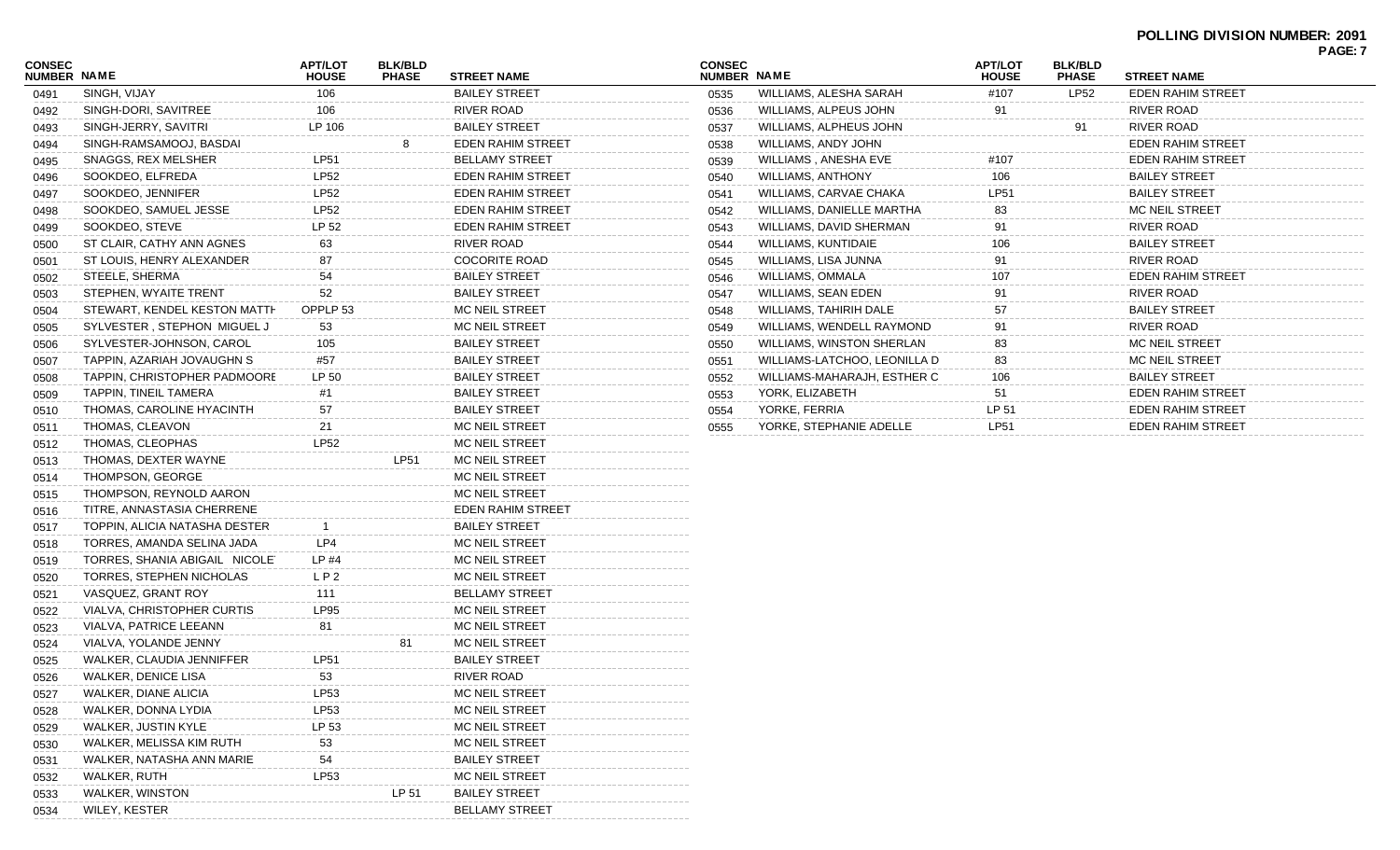**POLLING DIVISION NUMBER: 2091**

| CONSEC NUMBER | NAME | APT/LOT HOUSE | BLK/BLD PHASE | STREET NAME |
|---|---|---|---|---|
| 0491 | SINGH, VIJAY | 106 | | BAILEY STREET |
| 0492 | SINGH-DORI, SAVITREE | 106 | | RIVER ROAD |
| 0493 | SINGH-JERRY, SAVITRI | LP 106 | | BAILEY STREET |
| 0494 | SINGH-RAMSAMOOJ, BASDAI | | 8 | EDEN RAHIM STREET |
| 0495 | SNAGGS, REX MELSHER | LP51 | | BELLAMY STREET |
| 0496 | SOOKDEO, ELFREDA | LP52 | | EDEN RAHIM STREET |
| 0497 | SOOKDEO, JENNIFER | LP52 | | EDEN RAHIM STREET |
| 0498 | SOOKDEO, SAMUEL JESSE | LP52 | | EDEN RAHIM STREET |
| 0499 | SOOKDEO, STEVE | LP 52 | | EDEN RAHIM STREET |
| 0500 | ST CLAIR, CATHY ANN AGNES | 63 | | RIVER ROAD |
| 0501 | ST LOUIS, HENRY ALEXANDER | 87 | | COCORITE ROAD |
| 0502 | STEELE, SHERMA | 54 | | BAILEY STREET |
| 0503 | STEPHEN, WYAITE TRENT | 52 | | BAILEY STREET |
| 0504 | STEWART, KENDEL KESTON MATTH | OPPLP 53 | | MC NEIL STREET |
| 0505 | SYLVESTER , STEPHON MIGUEL J | 53 | | MC NEIL STREET |
| 0506 | SYLVESTER-JOHNSON, CAROL | 105 | | BAILEY STREET |
| 0507 | TAPPIN, AZARIAH JOVAUGHN S | #57 | | BAILEY STREET |
| 0508 | TAPPIN, CHRISTOPHER PADMOORE | LP 50 | | BAILEY STREET |
| 0509 | TAPPIN, TINEIL TAMERA | #1 | | BAILEY STREET |
| 0510 | THOMAS, CAROLINE HYACINTH | 57 | | BAILEY STREET |
| 0511 | THOMAS, CLEAVON | 21 | | MC NEIL STREET |
| 0512 | THOMAS, CLEOPHAS | LP52 | | MC NEIL STREET |
| 0513 | THOMAS, DEXTER WAYNE | | LP51 | MC NEIL STREET |
| 0514 | THOMPSON, GEORGE | | | MC NEIL STREET |
| 0515 | THOMPSON, REYNOLD AARON | | | MC NEIL STREET |
| 0516 | TITRE, ANNASTASIA CHERRENE | | | EDEN RAHIM STREET |
| 0517 | TOPPIN, ALICIA NATASHA DESTER | 1 | | BAILEY STREET |
| 0518 | TORRES, AMANDA SELINA JADA | LP4 | | MC NEIL STREET |
| 0519 | TORRES, SHANIA ABIGAIL NICOLE | LP #4 | | MC NEIL STREET |
| 0520 | TORRES, STEPHEN NICHOLAS | L P 2 | | MC NEIL STREET |
| 0521 | VASQUEZ, GRANT ROY | 111 | | BELLAMY STREET |
| 0522 | VIALVA, CHRISTOPHER CURTIS | LP95 | | MC NEIL STREET |
| 0523 | VIALVA, PATRICE LEEANN | 81 | | MC NEIL STREET |
| 0524 | VIALVA, YOLANDE JENNY | | 81 | MC NEIL STREET |
| 0525 | WALKER, CLAUDIA JENNIFFER | LP51 | | BAILEY STREET |
| 0526 | WALKER, DENICE LISA | 53 | | RIVER ROAD |
| 0527 | WALKER, DIANE ALICIA | LP53 | | MC NEIL STREET |
| 0528 | WALKER, DONNA LYDIA | LP53 | | MC NEIL STREET |
| 0529 | WALKER, JUSTIN KYLE | LP 53 | | MC NEIL STREET |
| 0530 | WALKER, MELISSA KIM RUTH | 53 | | MC NEIL STREET |
| 0531 | WALKER, NATASHA ANN MARIE | 54 | | BAILEY STREET |
| 0532 | WALKER, RUTH | LP53 | | MC NEIL STREET |
| 0533 | WALKER, WINSTON | | LP 51 | BAILEY STREET |
| 0534 | WILEY, KESTER | | | BELLAMY STREET |
| 0535 | WILLIAMS, ALESHA SARAH | #107 | LP52 | EDEN RAHIM STREET |
| 0536 | WILLIAMS, ALPEUS JOHN | 91 | | RIVER ROAD |
| 0537 | WILLIAMS, ALPHEUS JOHN | | 91 | RIVER ROAD |
| 0538 | WILLIAMS, ANDY JOHN | | | EDEN RAHIM STREET |
| 0539 | WILLIAMS , ANESHA EVE | #107 | | EDEN RAHIM STREET |
| 0540 | WILLIAMS, ANTHONY | 106 | | BAILEY STREET |
| 0541 | WILLIAMS, CARVAE CHAKA | LP51 | | BAILEY STREET |
| 0542 | WILLIAMS, DANIELLE MARTHA | 83 | | MC NEIL STREET |
| 0543 | WILLIAMS, DAVID SHERMAN | 91 | | RIVER ROAD |
| 0544 | WILLIAMS, KUNTIDAIE | 106 | | BAILEY STREET |
| 0545 | WILLIAMS, LISA JUNNA | 91 | | RIVER ROAD |
| 0546 | WILLIAMS, OMMALA | 107 | | EDEN RAHIM STREET |
| 0547 | WILLIAMS, SEAN EDEN | 91 | | RIVER ROAD |
| 0548 | WILLIAMS, TAHIRIH DALE | 57 | | BAILEY STREET |
| 0549 | WILLIAMS, WENDELL RAYMOND | 91 | | RIVER ROAD |
| 0550 | WILLIAMS, WINSTON SHERLAN | 83 | | MC NEIL STREET |
| 0551 | WILLIAMS-LATCHOO, LEONILLA D | 83 | | MC NEIL STREET |
| 0552 | WILLIAMS-MAHARAJH, ESTHER C | 106 | | BAILEY STREET |
| 0553 | YORK, ELIZABETH | 51 | | EDEN RAHIM STREET |
| 0554 | YORKE, FERRIA | LP 51 | | EDEN RAHIM STREET |
| 0555 | YORKE, STEPHANIE ADELLE | LP51 | | EDEN RAHIM STREET |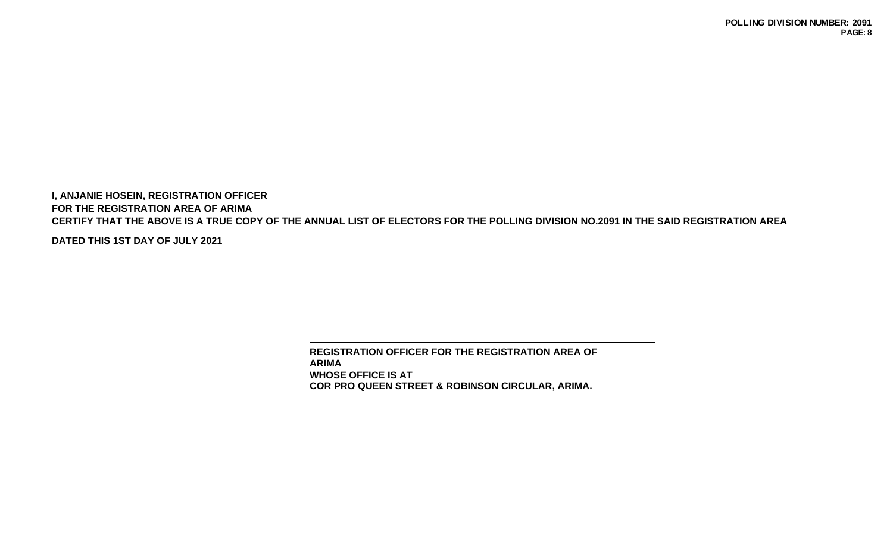**I, ANJANIE HOSEIN, REGISTRATION OFFICER**
**FOR THE REGISTRATION AREA OF ARIMA**
**CERTIFY THAT THE ABOVE IS A TRUE COPY OF THE ANNUAL LIST OF ELECTORS FOR THE POLLING DIVISION NO.2091 IN THE SAID REGISTRATION AREA**

**DATED THIS 1ST DAY OF JULY 2021**

---

**REGISTRATION OFFICER FOR THE REGISTRATION AREA OF ARIMA**
**WHOSE OFFICE IS AT**
**COR PRO QUEEN STREET & ROBINSON CIRCULAR, ARIMA.**